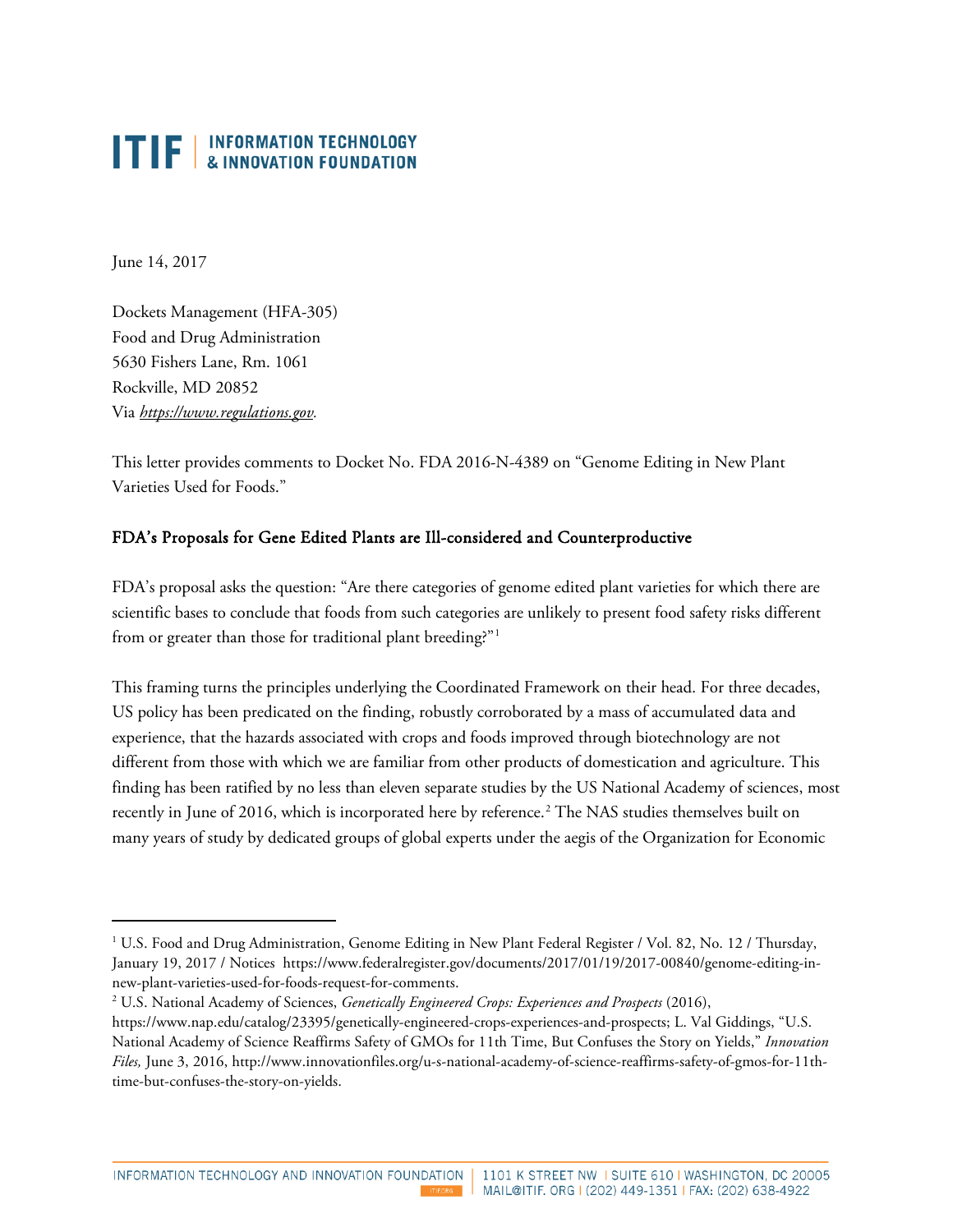# ITIF | INFORMATION TECHNOLOGY & INNOVATION FOUNDATION

June 14, 2017

Dockets Management (HFA-305)
Food and Drug Administration
5630 Fishers Lane, Rm. 1061
Rockville, MD 20852
Via *https://www.regulations.gov*.

This letter provides comments to Docket No. FDA 2016-N-4389 on "Genome Editing in New Plant Varieties Used for Foods."

## FDA's Proposals for Gene Edited Plants are Ill-considered and Counterproductive

FDA's proposal asks the question: "Are there categories of genome edited plant varieties for which there are scientific bases to conclude that foods from such categories are unlikely to present food safety risks different from or greater than those for traditional plant breeding?"[1]

This framing turns the principles underlying the Coordinated Framework on their head. For three decades, US policy has been predicated on the finding, robustly corroborated by a mass of accumulated data and experience, that the hazards associated with crops and foods improved through biotechnology are not different from those with which we are familiar from other products of domestication and agriculture. This finding has been ratified by no less than eleven separate studies by the US National Academy of sciences, most recently in June of 2016, which is incorporated here by reference.[2] The NAS studies themselves built on many years of study by dedicated groups of global experts under the aegis of the Organization for Economic

---

[1] U.S. Food and Drug Administration, Genome Editing in New Plant Federal Register / Vol. 82, No. 12 / Thursday, January 19, 2017 / Notices https://www.federalregister.gov/documents/2017/01/19/2017-00840/genome-editing-in-new-plant-varieties-used-for-foods-request-for-comments.

[2] U.S. National Academy of Sciences, *Genetically Engineered Crops: Experiences and Prospects* (2016), https://www.nap.edu/catalog/23395/genetically-engineered-crops-experiences-and-prospects; L. Val Giddings, "U.S. National Academy of Science Reaffirms Safety of GMOs for 11th Time, But Confuses the Story on Yields," *Innovation Files,* June 3, 2016, http://www.innovationfiles.org/u-s-national-academy-of-science-reaffirms-safety-of-gmos-for-11th-time-but-confuses-the-story-on-yields.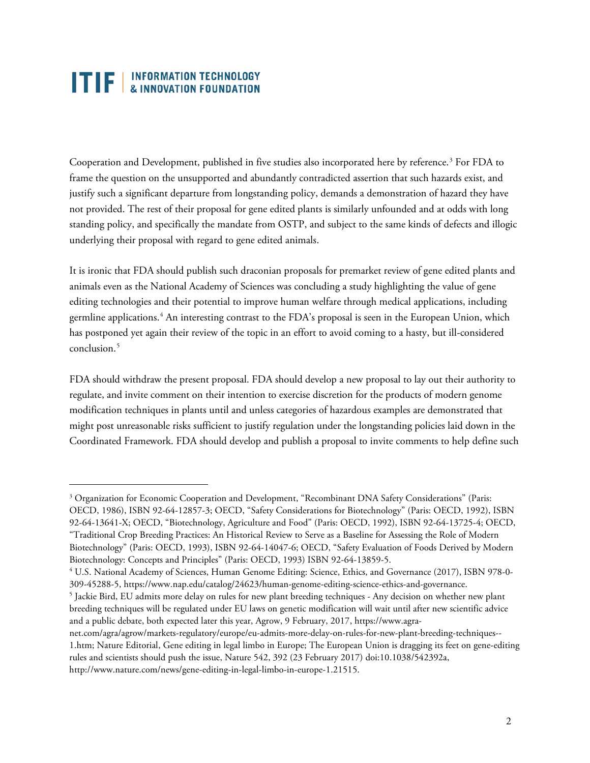Cooperation and Development, published in five studies also incorporated here by reference.[3] For FDA to frame the question on the unsupported and abundantly contradicted assertion that such hazards exist, and justify such a significant departure from longstanding policy, demands a demonstration of hazard they have not provided. The rest of their proposal for gene edited plants is similarly unfounded and at odds with long standing policy, and specifically the mandate from OSTP, and subject to the same kinds of defects and illogic underlying their proposal with regard to gene edited animals.

It is ironic that FDA should publish such draconian proposals for premarket review of gene edited plants and animals even as the National Academy of Sciences was concluding a study highlighting the value of gene editing technologies and their potential to improve human welfare through medical applications, including germline applications.[4] An interesting contrast to the FDA's proposal is seen in the European Union, which has postponed yet again their review of the topic in an effort to avoid coming to a hasty, but ill-considered conclusion.[5]

FDA should withdraw the present proposal. FDA should develop a new proposal to lay out their authority to regulate, and invite comment on their intention to exercise discretion for the products of modern genome modification techniques in plants until and unless categories of hazardous examples are demonstrated that might post unreasonable risks sufficient to justify regulation under the longstanding policies laid down in the Coordinated Framework. FDA should develop and publish a proposal to invite comments to help define such

---

[3] Organization for Economic Cooperation and Development, "Recombinant DNA Safety Considerations" (Paris: OECD, 1986), ISBN 92-64-12857-3; OECD, "Safety Considerations for Biotechnology" (Paris: OECD, 1992), ISBN 92-64-13641-X; OECD, "Biotechnology, Agriculture and Food" (Paris: OECD, 1992), ISBN 92-64-13725-4; OECD, "Traditional Crop Breeding Practices: An Historical Review to Serve as a Baseline for Assessing the Role of Modern Biotechnology" (Paris: OECD, 1993), ISBN 92-64-14047-6; OECD, "Safety Evaluation of Foods Derived by Modern Biotechnology: Concepts and Principles" (Paris: OECD, 1993) ISBN 92-64-13859-5.

[4] U.S. National Academy of Sciences, Human Genome Editing: Science, Ethics, and Governance (2017), ISBN 978-0-309-45288-5, https://www.nap.edu/catalog/24623/human-genome-editing-science-ethics-and-governance.

[5] Jackie Bird, EU admits more delay on rules for new plant breeding techniques - Any decision on whether new plant breeding techniques will be regulated under EU laws on genetic modification will wait until after new scientific advice and a public debate, both expected later this year, Agrow, 9 February, 2017, https://www.agra-net.com/agra/agrow/markets-regulatory/europe/eu-admits-more-delay-on-rules-for-new-plant-breeding-techniques--1.htm; Nature Editorial, Gene editing in legal limbo in Europe; The European Union is dragging its feet on gene-editing rules and scientists should push the issue, Nature 542, 392 (23 February 2017) doi:10.1038/542392a, http://www.nature.com/news/gene-editing-in-legal-limbo-in-europe-1.21515.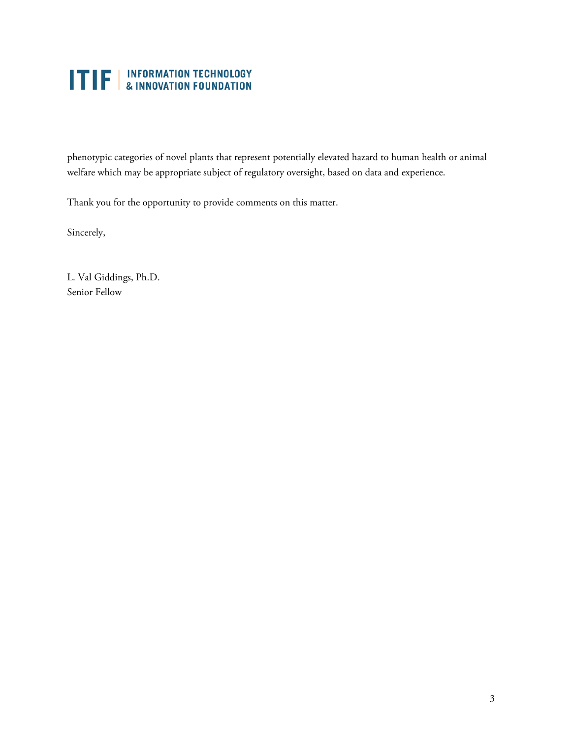phenotypic categories of novel plants that represent potentially elevated hazard to human health or animal welfare which may be appropriate subject of regulatory oversight, based on data and experience.

Thank you for the opportunity to provide comments on this matter.

Sincerely,

L. Val Giddings, Ph.D.
Senior Fellow